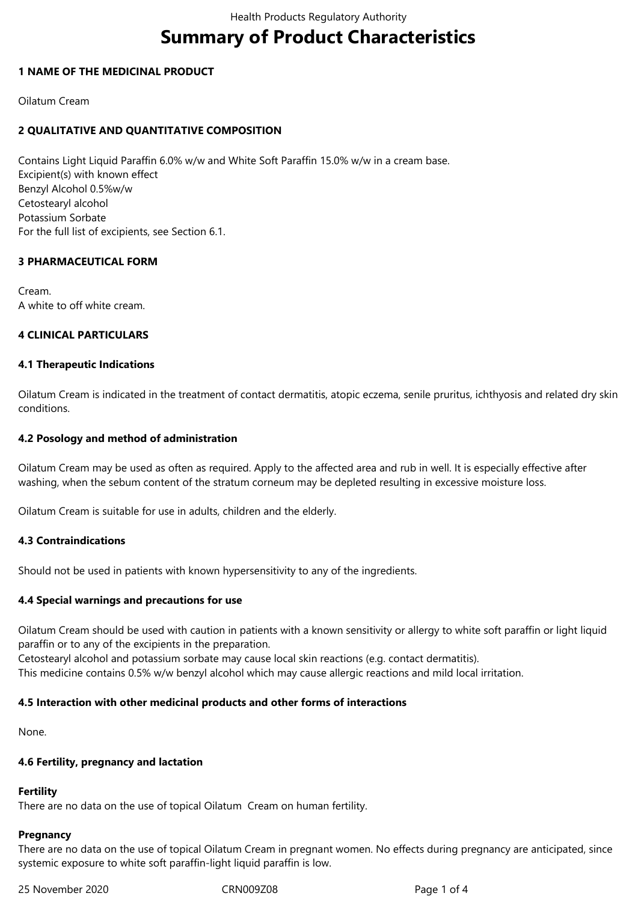# Summary of Product Characteristics

## 1 NAME OF THE MEDICINAL PRODUCT

Oilatum Cream

## 2 QUALITATIVE AND QUANTITATIVE COMPOSITION

Contains Light Liquid Paraffin 6.0% w/w and White Soft Paraffin 15.0% w/w in a cream base.
Excipient(s) with known effect
Benzyl Alcohol 0.5%w/w
Cetostearyl alcohol
Potassium Sorbate
For the full list of excipients, see Section 6.1.

## 3 PHARMACEUTICAL FORM

Cream.
A white to off white cream.

## 4 CLINICAL PARTICULARS

### 4.1 Therapeutic Indications

Oilatum Cream is indicated in the treatment of contact dermatitis, atopic eczema, senile pruritus, ichthyosis and related dry skin conditions.

### 4.2 Posology and method of administration

Oilatum Cream may be used as often as required. Apply to the affected area and rub in well. It is especially effective after washing, when the sebum content of the stratum corneum may be depleted resulting in excessive moisture loss.

Oilatum Cream is suitable for use in adults, children and the elderly.

### 4.3 Contraindications

Should not be used in patients with known hypersensitivity to any of the ingredients.

### 4.4 Special warnings and precautions for use

Oilatum Cream should be used with caution in patients with a known sensitivity or allergy to white soft paraffin or light liquid paraffin or to any of the excipients in the preparation.
Cetostearyl alcohol and potassium sorbate may cause local skin reactions (e.g. contact dermatitis).
This medicine contains 0.5% w/w benzyl alcohol which may cause allergic reactions and mild local irritation.

### 4.5 Interaction with other medicinal products and other forms of interactions

None.

### 4.6 Fertility, pregnancy and lactation

**Fertility**
There are no data on the use of topical Oilatum Cream on human fertility.

**Pregnancy**
There are no data on the use of topical Oilatum Cream in pregnant women. No effects during pregnancy are anticipated, since systemic exposure to white soft paraffin-light liquid paraffin is low.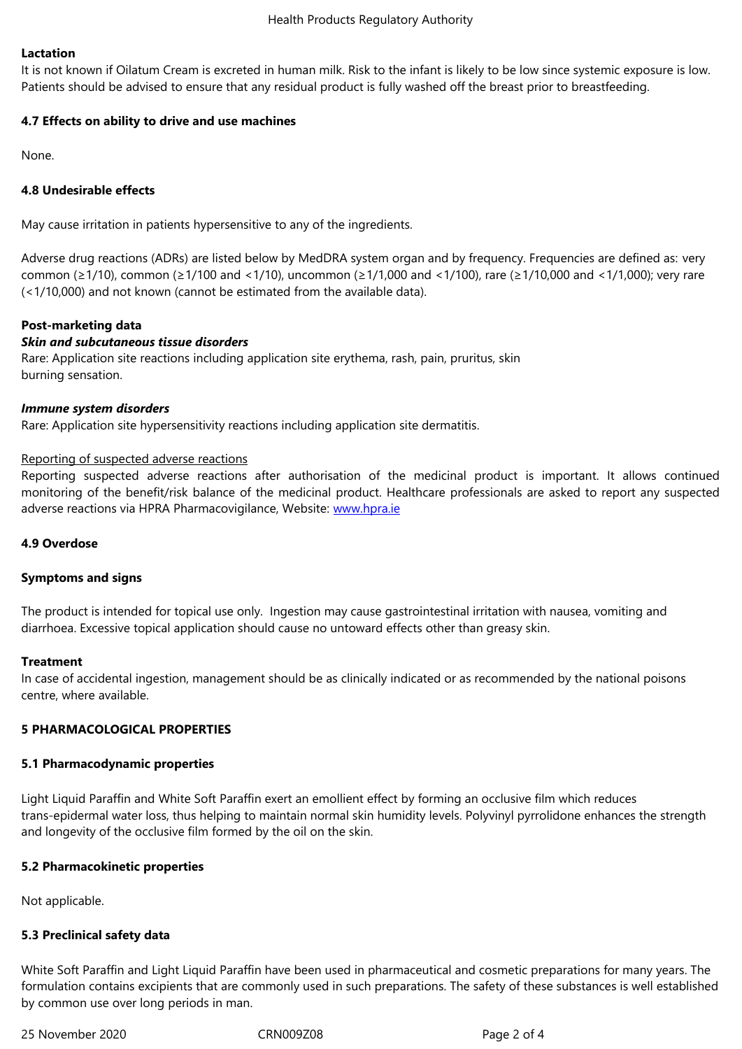**Lactation**

It is not known if Oilatum Cream is excreted in human milk. Risk to the infant is likely to be low since systemic exposure is low. Patients should be advised to ensure that any residual product is fully washed off the breast prior to breastfeeding.

**4.7 Effects on ability to drive and use machines**

None.

**4.8 Undesirable effects**

May cause irritation in patients hypersensitive to any of the ingredients.

Adverse drug reactions (ADRs) are listed below by MedDRA system organ and by frequency. Frequencies are defined as: very common (≥1/10), common (≥1/100 and <1/10), uncommon (≥1/1,000 and <1/100), rare (≥1/10,000 and <1/1,000); very rare (<1/10,000) and not known (cannot be estimated from the available data).

**Post-marketing data**

***Skin and subcutaneous tissue disorders***

Rare: Application site reactions including application site erythema, rash, pain, pruritus, skin burning sensation.

***Immune system disorders***

Rare: Application site hypersensitivity reactions including application site dermatitis.

Reporting of suspected adverse reactions

Reporting suspected adverse reactions after authorisation of the medicinal product is important. It allows continued monitoring of the benefit/risk balance of the medicinal product. Healthcare professionals are asked to report any suspected adverse reactions via HPRA Pharmacovigilance, Website: www.hpra.ie

**4.9 Overdose**

**Symptoms and signs**

The product is intended for topical use only. Ingestion may cause gastrointestinal irritation with nausea, vomiting and diarrhoea. Excessive topical application should cause no untoward effects other than greasy skin.

**Treatment**

In case of accidental ingestion, management should be as clinically indicated or as recommended by the national poisons centre, where available.

**5 PHARMACOLOGICAL PROPERTIES**

**5.1 Pharmacodynamic properties**

Light Liquid Paraffin and White Soft Paraffin exert an emollient effect by forming an occlusive film which reduces trans-epidermal water loss, thus helping to maintain normal skin humidity levels. Polyvinyl pyrrolidone enhances the strength and longevity of the occlusive film formed by the oil on the skin.

**5.2 Pharmacokinetic properties**

Not applicable.

**5.3 Preclinical safety data**

White Soft Paraffin and Light Liquid Paraffin have been used in pharmaceutical and cosmetic preparations for many years. The formulation contains excipients that are commonly used in such preparations. The safety of these substances is well established by common use over long periods in man.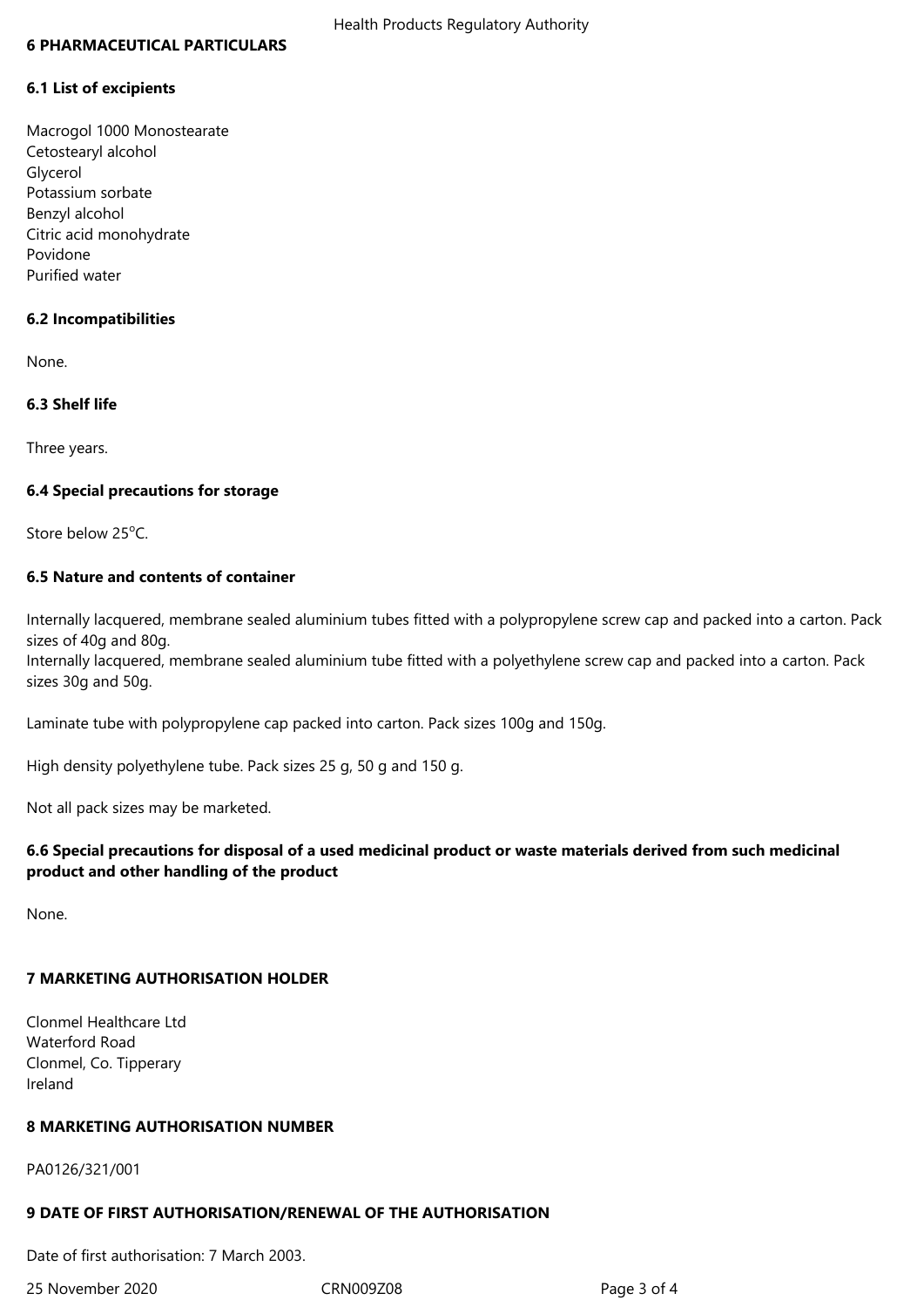# 6 PHARMACEUTICAL PARTICULARS

## 6.1 List of excipients

Macrogol 1000 Monostearate
Cetostearyl alcohol
Glycerol
Potassium sorbate
Benzyl alcohol
Citric acid monohydrate
Povidone
Purified water

## 6.2 Incompatibilities

None.

## 6.3 Shelf life

Three years.

## 6.4 Special precautions for storage

Store below 25°C.

## 6.5 Nature and contents of container

Internally lacquered, membrane sealed aluminium tubes fitted with a polypropylene screw cap and packed into a carton. Pack sizes of 40g and 80g.
Internally lacquered, membrane sealed aluminium tube fitted with a polyethylene screw cap and packed into a carton. Pack sizes 30g and 50g.

Laminate tube with polypropylene cap packed into carton. Pack sizes 100g and 150g.

High density polyethylene tube. Pack sizes 25 g, 50 g and 150 g.

Not all pack sizes may be marketed.

## 6.6 Special precautions for disposal of a used medicinal product or waste materials derived from such medicinal product and other handling of the product

None.

# 7 MARKETING AUTHORISATION HOLDER

Clonmel Healthcare Ltd
Waterford Road
Clonmel, Co. Tipperary
Ireland

# 8 MARKETING AUTHORISATION NUMBER

PA0126/321/001

# 9 DATE OF FIRST AUTHORISATION/RENEWAL OF THE AUTHORISATION

Date of first authorisation: 7 March 2003.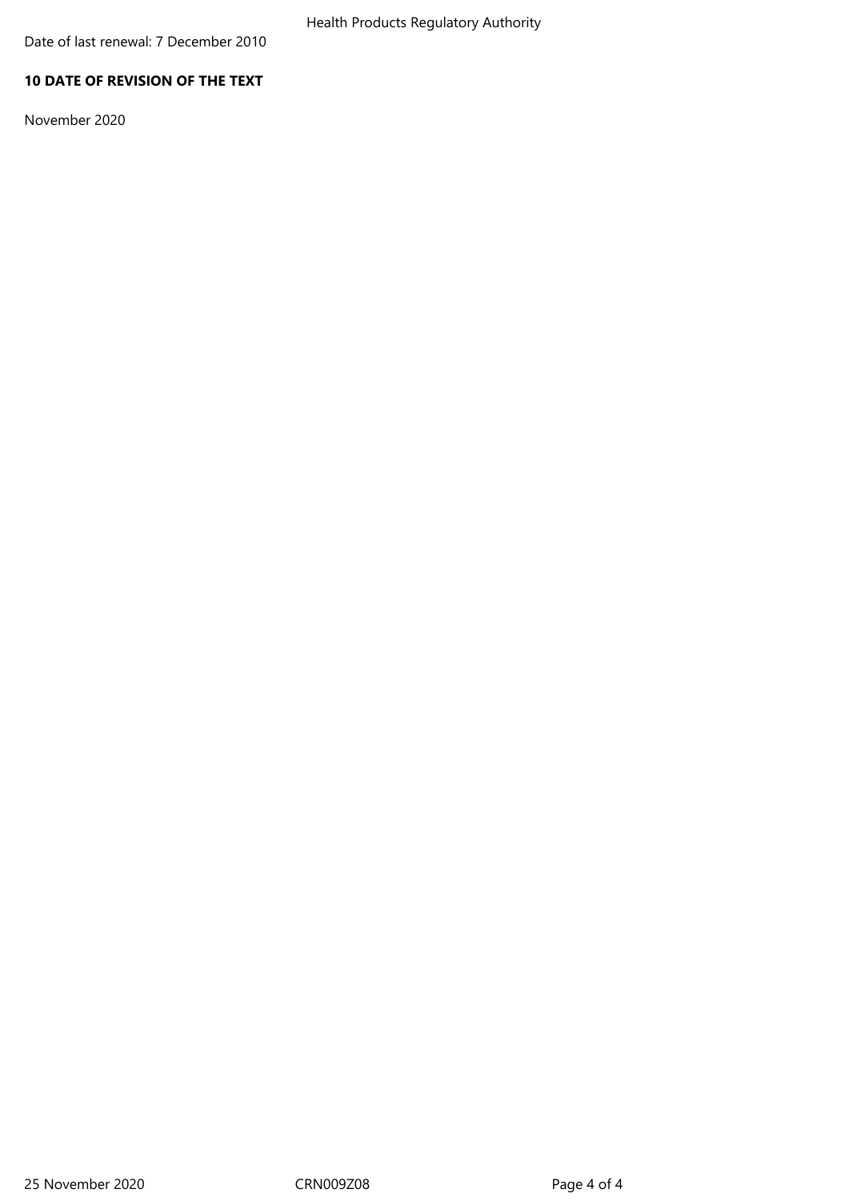Date of last renewal: 7 December 2010

## 10 DATE OF REVISION OF THE TEXT

November 2020